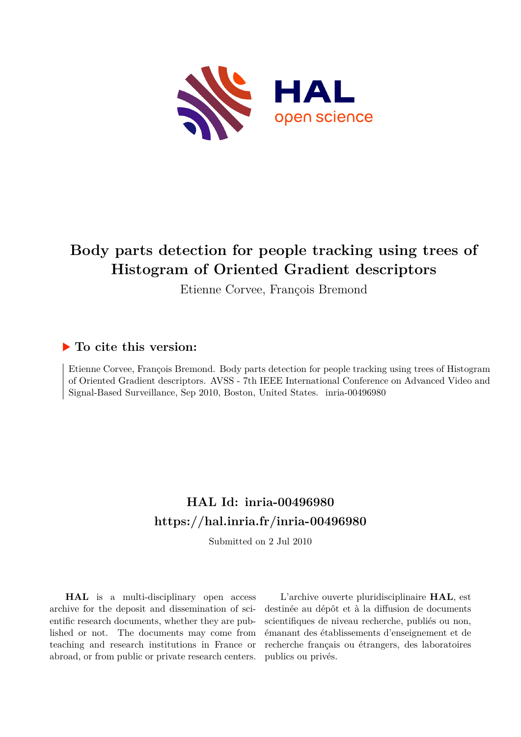# Body parts detection for people tracking using trees of Histogram of Oriented Gradient descriptors

Etienne Corvee, François Bremond

## ▶ To cite this version:

Etienne Corvee, François Bremond. Body parts detection for people tracking using trees of Histogram of Oriented Gradient descriptors. AVSS - 7th IEEE International Conference on Advanced Video and Signal-Based Surveillance, Sep 2010, Boston, United States. inria-00496980

## HAL Id: inria-00496980

## https://hal.inria.fr/inria-00496980

Submitted on 2 Jul 2010

**HAL** is a multi-disciplinary open access archive for the deposit and dissemination of scientific research documents, whether they are published or not. The documents may come from teaching and research institutions in France or abroad, or from public or private research centers.

L'archive ouverte pluridisciplinaire **HAL**, est destinée au dépôt et à la diffusion de documents scientifiques de niveau recherche, publiés ou non, émanant des établissements d'enseignement et de recherche français ou étrangers, des laboratoires publics ou privés.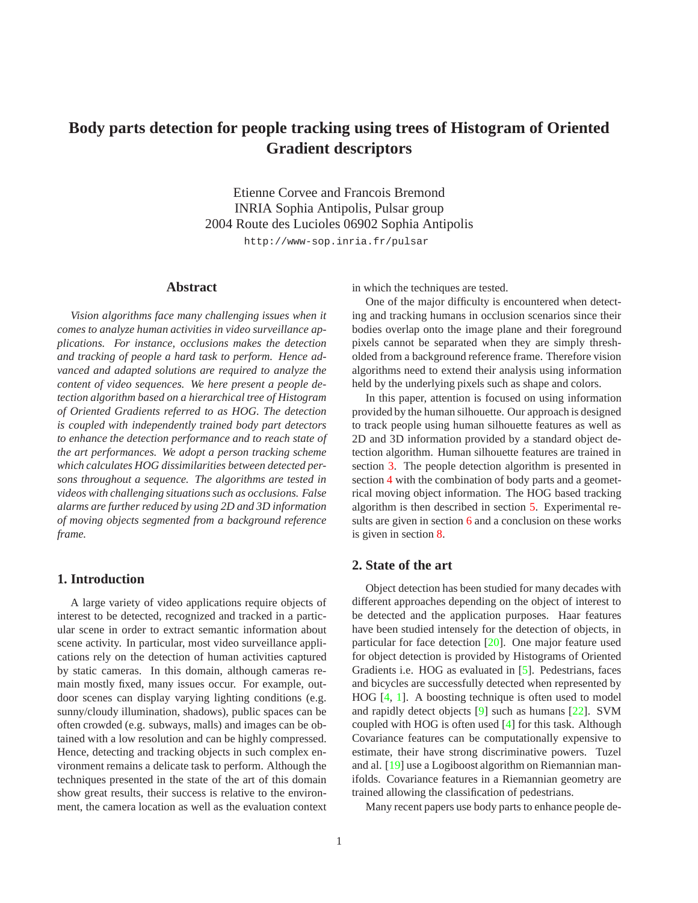# Body parts detection for people tracking using trees of Histogram of Oriented Gradient descriptors

Etienne Corvee and Francois Bremond
INRIA Sophia Antipolis, Pulsar group
2004 Route des Lucioles 06902 Sophia Antipolis
http://www-sop.inria.fr/pulsar

## Abstract

*Vision algorithms face many challenging issues when it comes to analyze human activities in video surveillance applications. For instance, occlusions makes the detection and tracking of people a hard task to perform. Hence advanced and adapted solutions are required to analyze the content of video sequences. We here present a people detection algorithm based on a hierarchical tree of Histogram of Oriented Gradients referred to as HOG. The detection is coupled with independently trained body part detectors to enhance the detection performance and to reach state of the art performances. We adopt a person tracking scheme which calculates HOG dissimilarities between detected persons throughout a sequence. The algorithms are tested in videos with challenging situations such as occlusions. False alarms are further reduced by using 2D and 3D information of moving objects segmented from a background reference frame.*

## 1. Introduction

A large variety of video applications require objects of interest to be detected, recognized and tracked in a particular scene in order to extract semantic information about scene activity. In particular, most video surveillance applications rely on the detection of human activities captured by static cameras. In this domain, although cameras remain mostly fixed, many issues occur. For example, outdoor scenes can display varying lighting conditions (e.g. sunny/cloudy illumination, shadows), public spaces can be often crowded (e.g. subways, malls) and images can be obtained with a low resolution and can be highly compressed. Hence, detecting and tracking objects in such complex environment remains a delicate task to perform. Although the techniques presented in the state of the art of this domain show great results, their success is relative to the environment, the camera location as well as the evaluation context in which the techniques are tested.

One of the major difficulty is encountered when detecting and tracking humans in occlusion scenarios since their bodies overlap onto the image plane and their foreground pixels cannot be separated when they are simply thresholded from a background reference frame. Therefore vision algorithms need to extend their analysis using information held by the underlying pixels such as shape and colors.

In this paper, attention is focused on using information provided by the human silhouette. Our approach is designed to track people using human silhouette features as well as 2D and 3D information provided by a standard object detection algorithm. Human silhouette features are trained in section 3. The people detection algorithm is presented in section 4 with the combination of body parts and a geometrical moving object information. The HOG based tracking algorithm is then described in section 5. Experimental results are given in section 6 and a conclusion on these works is given in section 8.

## 2. State of the art

Object detection has been studied for many decades with different approaches depending on the object of interest to be detected and the application purposes. Haar features have been studied intensely for the detection of objects, in particular for face detection [20]. One major feature used for object detection is provided by Histograms of Oriented Gradients i.e. HOG as evaluated in [5]. Pedestrians, faces and bicycles are successfully detected when represented by HOG [4, 1]. A boosting technique is often used to model and rapidly detect objects [9] such as humans [22]. SVM coupled with HOG is often used [4] for this task. Although Covariance features can be computationally expensive to estimate, their have strong discriminative powers. Tuzel and al. [19] use a Logiboost algorithm on Riemannian manifolds. Covariance features in a Riemannian geometry are trained allowing the classification of pedestrians.

Many recent papers use body parts to enhance people de-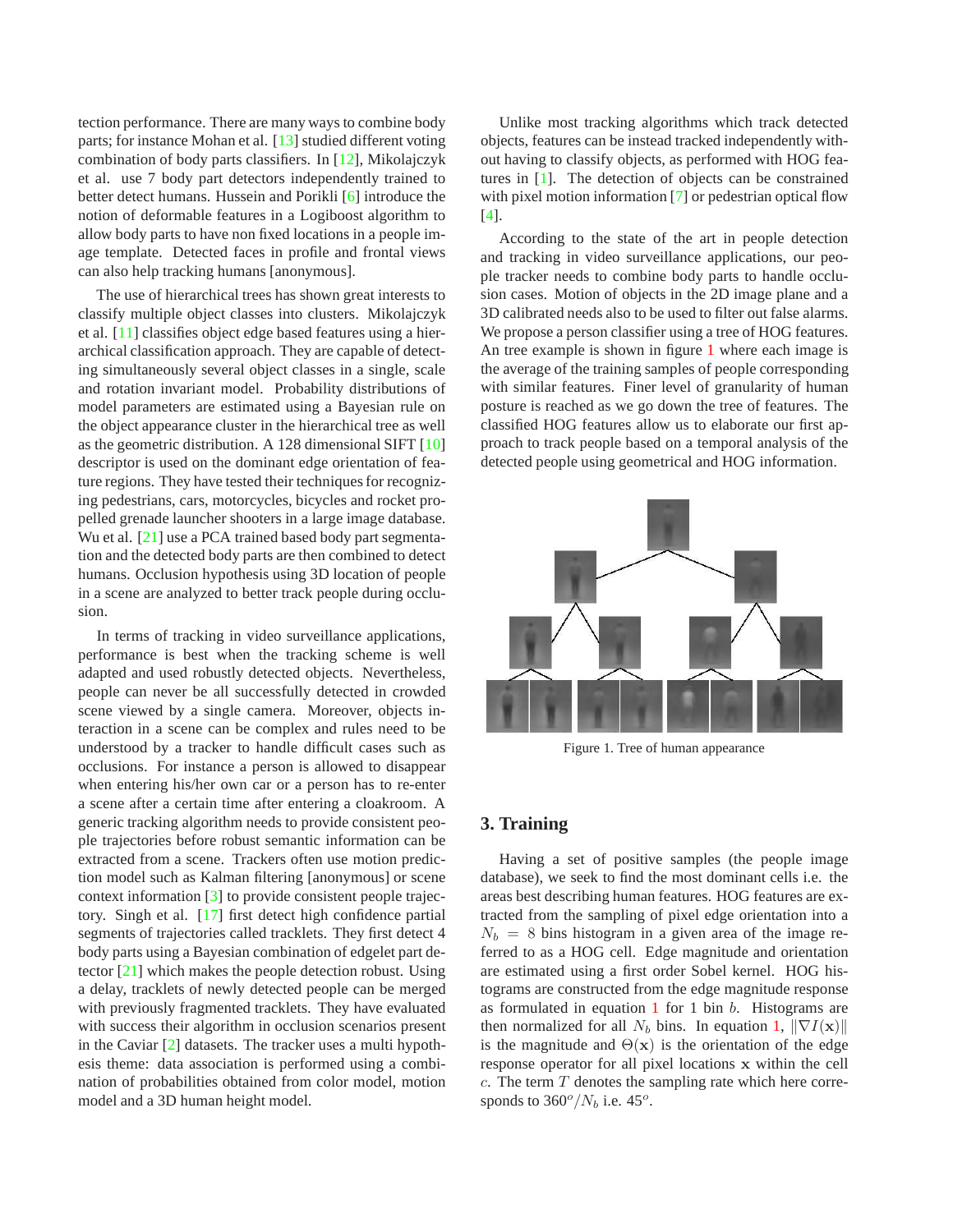tection performance. There are many ways to combine body parts; for instance Mohan et al. [13] studied different voting combination of body parts classifiers. In [12], Mikolajczyk et al. use 7 body part detectors independently trained to better detect humans. Hussein and Porikli [6] introduce the notion of deformable features in a Logiboost algorithm to allow body parts to have non fixed locations in a people image template. Detected faces in profile and frontal views can also help tracking humans [anonymous].

The use of hierarchical trees has shown great interests to classify multiple object classes into clusters. Mikolajczyk et al. [11] classifies object edge based features using a hierarchical classification approach. They are capable of detecting simultaneously several object classes in a single, scale and rotation invariant model. Probability distributions of model parameters are estimated using a Bayesian rule on the object appearance cluster in the hierarchical tree as well as the geometric distribution. A 128 dimensional SIFT [10] descriptor is used on the dominant edge orientation of feature regions. They have tested their techniques for recognizing pedestrians, cars, motorcycles, bicycles and rocket propelled grenade launcher shooters in a large image database. Wu et al. [21] use a PCA trained based body part segmentation and the detected body parts are then combined to detect humans. Occlusion hypothesis using 3D location of people in a scene are analyzed to better track people during occlusion.

In terms of tracking in video surveillance applications, performance is best when the tracking scheme is well adapted and used robustly detected objects. Nevertheless, people can never be all successfully detected in crowded scene viewed by a single camera. Moreover, objects interaction in a scene can be complex and rules need to be understood by a tracker to handle difficult cases such as occlusions. For instance a person is allowed to disappear when entering his/her own car or a person has to re-enter a scene after a certain time after entering a cloakroom. A generic tracking algorithm needs to provide consistent people trajectories before robust semantic information can be extracted from a scene. Trackers often use motion prediction model such as Kalman filtering [anonymous] or scene context information [3] to provide consistent people trajectory. Singh et al. [17] first detect high confidence partial segments of trajectories called tracklets. They first detect 4 body parts using a Bayesian combination of edgelet part detector [21] which makes the people detection robust. Using a delay, tracklets of newly detected people can be merged with previously fragmented tracklets. They have evaluated with success their algorithm in occlusion scenarios present in the Caviar [2] datasets. The tracker uses a multi hypothesis theme: data association is performed using a combination of probabilities obtained from color model, motion model and a 3D human height model.

Unlike most tracking algorithms which track detected objects, features can be instead tracked independently without having to classify objects, as performed with HOG features in [1]. The detection of objects can be constrained with pixel motion information [7] or pedestrian optical flow [4].

According to the state of the art in people detection and tracking in video surveillance applications, our people tracker needs to combine body parts to handle occlusion cases. Motion of objects in the 2D image plane and a 3D calibrated needs also to be used to filter out false alarms. We propose a person classifier using a tree of HOG features. An tree example is shown in figure 1 where each image is the average of the training samples of people corresponding with similar features. Finer level of granularity of human posture is reached as we go down the tree of features. The classified HOG features allow us to elaborate our first approach to track people based on a temporal analysis of the detected people using geometrical and HOG information.

Figure 1. Tree of human appearance

## 3. Training

Having a set of positive samples (the people image database), we seek to find the most dominant cells i.e. the areas best describing human features. HOG features are extracted from the sampling of pixel edge orientation into a $N_b = 8$ bins histogram in a given area of the image referred to as a HOG cell. Edge magnitude and orientation are estimated using a first order Sobel kernel. HOG histograms are constructed from the edge magnitude response as formulated in equation 1 for 1 bin $b$. Histograms are then normalized for all $N_b$ bins. In equation 1, $\|\nabla I(\mathbf{x})\|$ is the magnitude and $\Theta(\mathbf{x})$ is the orientation of the edge response operator for all pixel locations $\mathbf{x}$ within the cell $c$. The term $T$ denotes the sampling rate which here corresponds to $360^o/N_b$ i.e. $45^o$.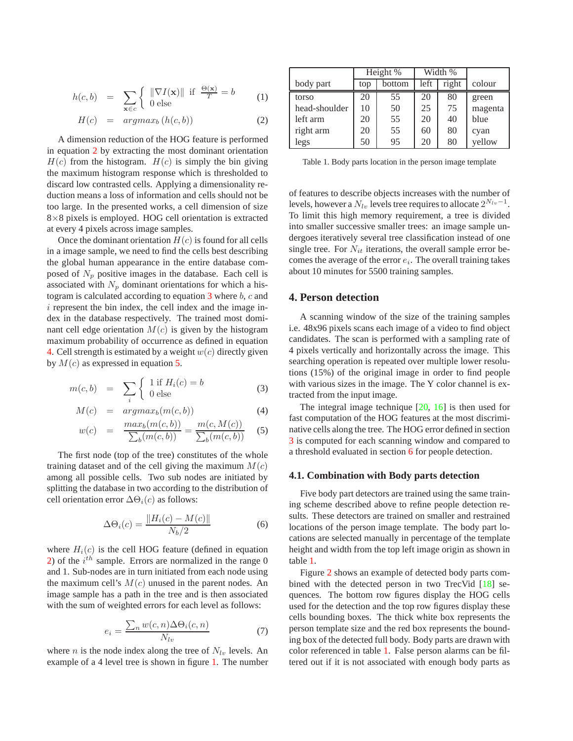$$h(c,b) = \sum_{\mathbf{x} \in c} \begin{cases} \|\nabla I(\mathbf{x})\| & \text{if } \frac{\Theta(\mathbf{x})}{T} = b \\ 0 & \text{else} \end{cases} \tag{1}$$

$$H(c) = argmax_b\left(h(c,b)\right) \tag{2}$$

A dimension reduction of the HOG feature is performed in equation 2 by extracting the most dominant orientation $H(c)$ from the histogram. $H(c)$ is simply the bin giving the maximum histogram response which is thresholded to discard low contrasted cells. Applying a dimensionality reduction means a loss of information and cells should not be too large. In the presented works, a cell dimension of size 8×8 pixels is employed. HOG cell orientation is extracted at every 4 pixels across image samples.

Once the dominant orientation $H(c)$ is found for all cells in a image sample, we need to find the cells best describing the global human appearance in the entire database composed of $N_p$ positive images in the database. Each cell is associated with $N_p$ dominant orientations for which a histogram is calculated according to equation 3 where $b$, $c$ and $i$ represent the bin index, the cell index and the image index in the database respectively. The trained most dominant cell edge orientation $M(c)$ is given by the histogram maximum probability of occurrence as defined in equation 4. Cell strength is estimated by a weight $w(c)$ directly given by $M(c)$ as expressed in equation 5.

$$m(c,b) = \sum_{i} \begin{cases} 1 \text{ if } H_i(c) = b \\ 0 \text{ else} \end{cases} \tag{3}$$

$$M(c) = argmax_b(m(c,b)) \tag{4}$$

$$w(c) = \frac{max_b(m(c,b))}{\sum_b(m(c,b))} = \frac{m(c,M(c))}{\sum_b(m(c,b))} \tag{5}$$

The first node (top of the tree) constitutes of the whole training dataset and of the cell giving the maximum $M(c)$ among all possible cells. Two sub nodes are initiated by splitting the database in two according to the distribution of cell orientation error $\Delta\Theta_i(c)$ as follows:

$$\Delta\Theta_i(c) = \frac{\|H_i(c) - M(c)\|}{N_b/2} \tag{6}$$

where $H_i(c)$ is the cell HOG feature (defined in equation 2) of the $i^{th}$ sample. Errors are normalized in the range 0 and 1. Sub-nodes are in turn initiated from each node using the maximum cell's $M(c)$ unused in the parent nodes. An image sample has a path in the tree and is then associated with the sum of weighted errors for each level as follows:

$$e_i = \frac{\sum_n w(c,n)\Delta\Theta_i(c,n)}{N_{lv}} \tag{7}$$

where $n$ is the node index along the tree of $N_{lv}$ levels. An example of a 4 level tree is shown in figure 1. The number of features to describe objects increases with the number of levels, however a $N_{lv}$ levels tree requires to allocate $2^{N_{lv}-1}$. To limit this high memory requirement, a tree is divided into smaller successive smaller trees: an image sample undergoes iteratively several tree classification instead of one single tree. For $N_{it}$ iterations, the overall sample error becomes the average of the error $e_i$. The overall training takes about 10 minutes for 5500 training samples.

| body part | Height % top | Height % bottom | Width % left | Width % right | colour |
|---|---|---|---|---|---|
| torso | 20 | 55 | 20 | 80 | green |
| head-shoulder | 10 | 50 | 25 | 75 | magenta |
| left arm | 20 | 55 | 20 | 40 | blue |
| right arm | 20 | 55 | 60 | 80 | cyan |
| legs | 50 | 95 | 20 | 80 | yellow |

Table 1. Body parts location in the person image template

## 4. Person detection

A scanning window of the size of the training samples i.e. 48x96 pixels scans each image of a video to find object candidates. The scan is performed with a sampling rate of 4 pixels vertically and horizontally across the image. This searching operation is repeated over multiple lower resolutions (15%) of the original image in order to find people with various sizes in the image. The Y color channel is extracted from the input image.

The integral image technique [20, 16] is then used for fast computation of the HOG features at the most discriminative cells along the tree. The HOG error defined in section 3 is computed for each scanning window and compared to a threshold evaluated in section 6 for people detection.

### 4.1. Combination with Body parts detection

Five body part detectors are trained using the same training scheme described above to refine people detection results. These detectors are trained on smaller and restrained locations of the person image template. The body part locations are selected manually in percentage of the template height and width from the top left image origin as shown in table 1.

Figure 2 shows an example of detected body parts combined with the detected person in two TrecVid [18] sequences. The bottom row figures display the HOG cells used for the detection and the top row figures display these cells bounding boxes. The thick white box represents the person template size and the red box represents the bounding box of the detected full body. Body parts are drawn with color referenced in table 1. False person alarms can be filtered out if it is not associated with enough body parts as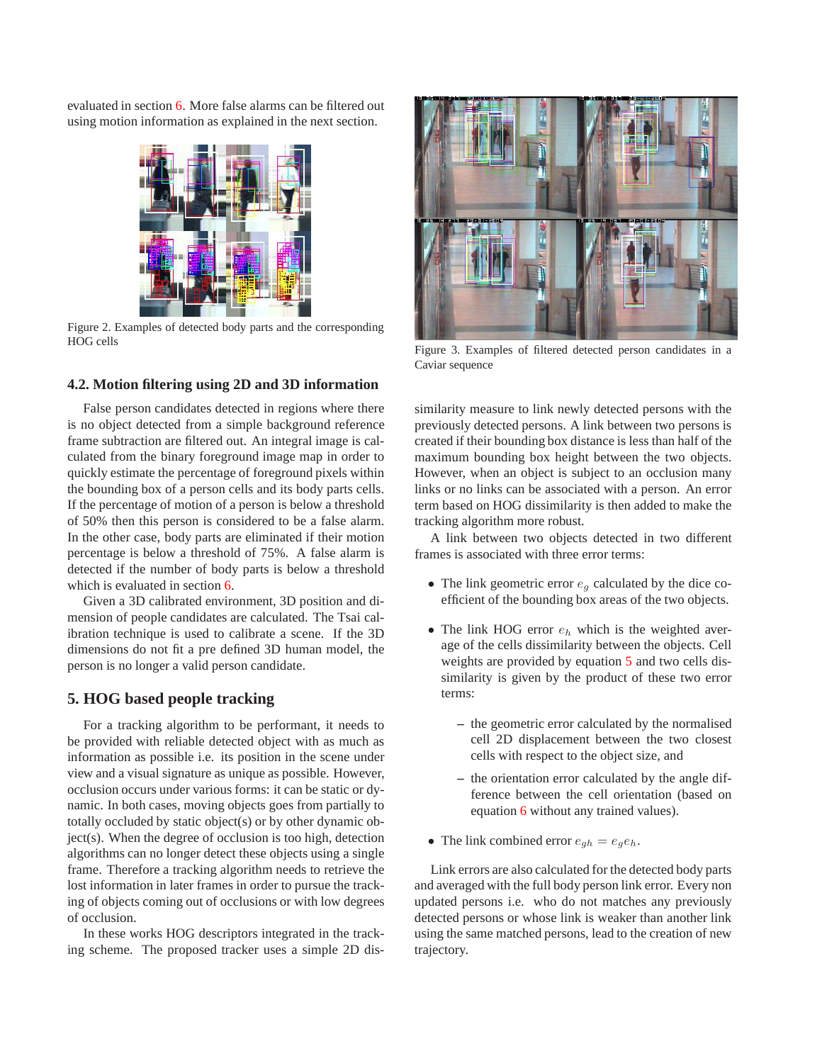evaluated in section 6. More false alarms can be filtered out using motion information as explained in the next section.

Figure 2. Examples of detected body parts and the corresponding HOG cells

### 4.2. Motion filtering using 2D and 3D information

False person candidates detected in regions where there is no object detected from a simple background reference frame subtraction are filtered out. An integral image is calculated from the binary foreground image map in order to quickly estimate the percentage of foreground pixels within the bounding box of a person cells and its body parts cells. If the percentage of motion of a person is below a threshold of 50% then this person is considered to be a false alarm. In the other case, body parts are eliminated if their motion percentage is below a threshold of 75%. A false alarm is detected if the number of body parts is below a threshold which is evaluated in section 6.

Given a 3D calibrated environment, 3D position and dimension of people candidates are calculated. The Tsai calibration technique is used to calibrate a scene. If the 3D dimensions do not fit a pre defined 3D human model, the person is no longer a valid person candidate.

## 5. HOG based people tracking

For a tracking algorithm to be performant, it needs to be provided with reliable detected object with as much as information as possible i.e. its position in the scene under view and a visual signature as unique as possible. However, occlusion occurs under various forms: it can be static or dynamic. In both cases, moving objects goes from partially to totally occluded by static object(s) or by other dynamic object(s). When the degree of occlusion is too high, detection algorithms can no longer detect these objects using a single frame. Therefore a tracking algorithm needs to retrieve the lost information in later frames in order to pursue the tracking of objects coming out of occlusions or with low degrees of occlusion.

In these works HOG descriptors integrated in the tracking scheme. The proposed tracker uses a simple 2D dissimilarity measure to link newly detected persons with the previously detected persons. A link between two persons is created if their bounding box distance is less than half of the maximum bounding box height between the two objects. However, when an object is subject to an occlusion many links or no links can be associated with a person. An error term based on HOG dissimilarity is then added to make the tracking algorithm more robust.

Figure 3. Examples of filtered detected person candidates in a Caviar sequence

A link between two objects detected in two different frames is associated with three error terms:

- The link geometric error $e_g$ calculated by the dice coefficient of the bounding box areas of the two objects.
- The link HOG error $e_h$ which is the weighted average of the cells dissimilarity between the objects. Cell weights are provided by equation 5 and two cells dissimilarity is given by the product of these two error terms:
  - the geometric error calculated by the normalised cell 2D displacement between the two closest cells with respect to the object size, and
  - the orientation error calculated by the angle difference between the cell orientation (based on equation 6 without any trained values).
- The link combined error $e_{gh} = e_g e_h$.

Link errors are also calculated for the detected body parts and averaged with the full body person link error. Every non updated persons i.e. who do not matches any previously detected persons or whose link is weaker than another link using the same matched persons, lead to the creation of new trajectory.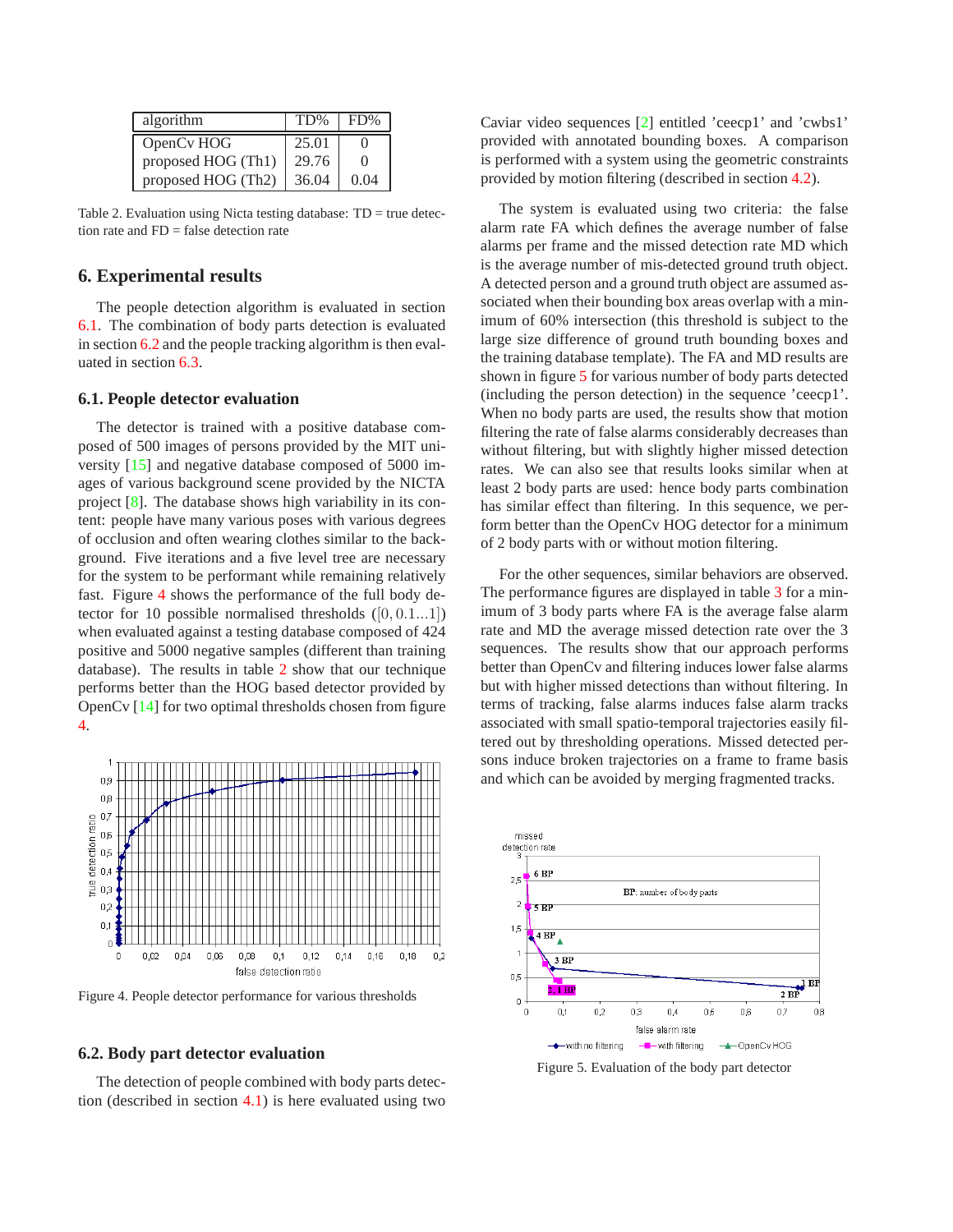| algorithm | TD% | FD% |
|---|---|---|
| OpenCv HOG | 25.01 | 0 |
| proposed HOG (Th1) | 29.76 | 0 |
| proposed HOG (Th2) | 36.04 | 0.04 |

Table 2. Evaluation using Nicta testing database: TD = true detection rate and FD = false detection rate

## 6. Experimental results

The people detection algorithm is evaluated in section 6.1. The combination of body parts detection is evaluated in section 6.2 and the people tracking algorithm is then evaluated in section 6.3.

### 6.1. People detector evaluation

The detector is trained with a positive database composed of 500 images of persons provided by the MIT university [15] and negative database composed of 5000 images of various background scene provided by the NICTA project [8]. The database shows high variability in its content: people have many various poses with various degrees of occlusion and often wearing clothes similar to the background. Five iterations and a five level tree are necessary for the system to be performant while remaining relatively fast. Figure 4 shows the performance of the full body detector for 10 possible normalised thresholds ($[0, 0.1 \ldots 1]$) when evaluated against a testing database composed of 424 positive and 5000 negative samples (different than training database). The results in table 2 show that our technique performs better than the HOG based detector provided by OpenCv [14] for two optimal thresholds chosen from figure 4.

Figure 4. People detector performance for various thresholds

### 6.2. Body part detector evaluation

The detection of people combined with body parts detection (described in section 4.1) is here evaluated using two Caviar video sequences [2] entitled 'ceecp1' and 'cwbs1' provided with annotated bounding boxes. A comparison is performed with a system using the geometric constraints provided by motion filtering (described in section 4.2).

The system is evaluated using two criteria: the false alarm rate FA which defines the average number of false alarms per frame and the missed detection rate MD which is the average number of mis-detected ground truth object. A detected person and a ground truth object are assumed associated when their bounding box areas overlap with a minimum of 60% intersection (this threshold is subject to the large size difference of ground truth bounding boxes and the training database template). The FA and MD results are shown in figure 5 for various number of body parts detected (including the person detection) in the sequence 'ceecp1'. When no body parts are used, the results show that motion filtering the rate of false alarms considerably decreases than without filtering, but with slightly higher missed detection rates. We can also see that results looks similar when at least 2 body parts are used: hence body parts combination has similar effect than filtering. In this sequence, we perform better than the OpenCv HOG detector for a minimum of 2 body parts with or without motion filtering.

For the other sequences, similar behaviors are observed. The performance figures are displayed in table 3 for a minimum of 3 body parts where FA is the average false alarm rate and MD the average missed detection rate over the 3 sequences. The results show that our approach performs better than OpenCv and filtering induces lower false alarms but with higher missed detections than without filtering. In terms of tracking, false alarms induces false alarm tracks associated with small spatio-temporal trajectories easily filtered out by thresholding operations. Missed detected persons induce broken trajectories on a frame to frame basis and which can be avoided by merging fragmented tracks.

Figure 5. Evaluation of the body part detector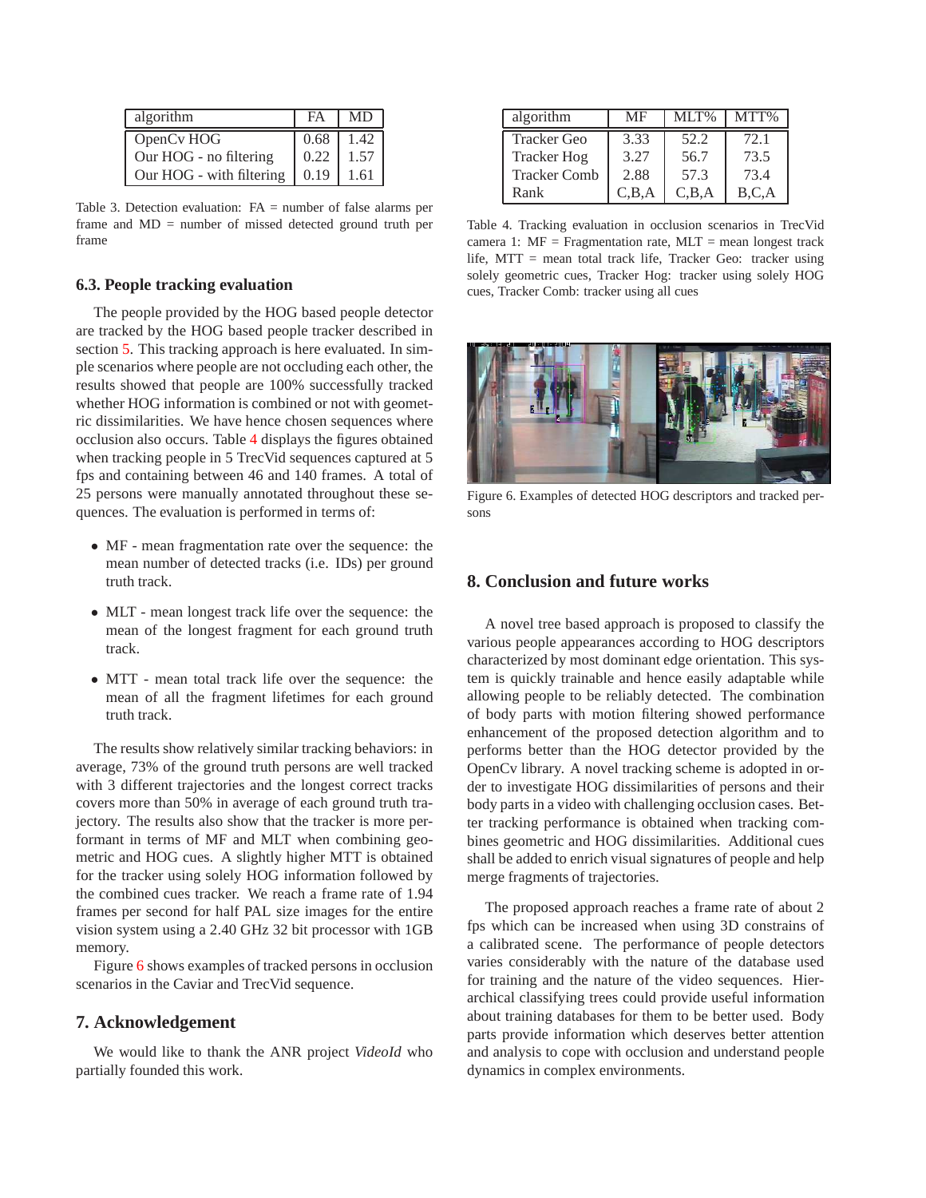| algorithm | FA | MD |
|---|---|---|
| OpenCv HOG | 0.68 | 1.42 |
| Our HOG - no filtering | 0.22 | 1.57 |
| Our HOG - with filtering | 0.19 | 1.61 |

Table 3. Detection evaluation: FA = number of false alarms per frame and MD = number of missed detected ground truth per frame

### 6.3. People tracking evaluation

The people provided by the HOG based people detector are tracked by the HOG based people tracker described in section 5. This tracking approach is here evaluated. In simple scenarios where people are not occluding each other, the results showed that people are 100% successfully tracked whether HOG information is combined or not with geometric dissimilarities. We have hence chosen sequences where occlusion also occurs. Table 4 displays the figures obtained when tracking people in 5 TrecVid sequences captured at 5 fps and containing between 46 and 140 frames. A total of 25 persons were manually annotated throughout these sequences. The evaluation is performed in terms of:

- MF - mean fragmentation rate over the sequence: the mean number of detected tracks (i.e. IDs) per ground truth track.
- MLT - mean longest track life over the sequence: the mean of the longest fragment for each ground truth track.
- MTT - mean total track life over the sequence: the mean of all the fragment lifetimes for each ground truth track.

The results show relatively similar tracking behaviors: in average, 73% of the ground truth persons are well tracked with 3 different trajectories and the longest correct tracks covers more than 50% in average of each ground truth trajectory. The results also show that the tracker is more performant in terms of MF and MLT when combining geometric and HOG cues. A slightly higher MTT is obtained for the tracker using solely HOG information followed by the combined cues tracker. We reach a frame rate of 1.94 frames per second for half PAL size images for the entire vision system using a 2.40 GHz 32 bit processor with 1GB memory.

Figure 6 shows examples of tracked persons in occlusion scenarios in the Caviar and TrecVid sequence.

## 7. Acknowledgement

We would like to thank the ANR project *VideoId* who partially founded this work.

| algorithm | MF | MLT% | MTT% |
|---|---|---|---|
| Tracker Geo | 3.33 | 52.2 | 72.1 |
| Tracker Hog | 3.27 | 56.7 | 73.5 |
| Tracker Comb | 2.88 | 57.3 | 73.4 |
| Rank | C,B,A | C,B,A | B,C,A |

Table 4. Tracking evaluation in occlusion scenarios in TrecVid camera 1: MF = Fragmentation rate, MLT = mean longest track life, MTT = mean total track life, Tracker Geo: tracker using solely geometric cues, Tracker Hog: tracker using solely HOG cues, Tracker Comb: tracker using all cues

Figure 6. Examples of detected HOG descriptors and tracked persons

## 8. Conclusion and future works

A novel tree based approach is proposed to classify the various people appearances according to HOG descriptors characterized by most dominant edge orientation. This system is quickly trainable and hence easily adaptable while allowing people to be reliably detected. The combination of body parts with motion filtering showed performance enhancement of the proposed detection algorithm and to performs better than the HOG detector provided by the OpenCv library. A novel tracking scheme is adopted in order to investigate HOG dissimilarities of persons and their body parts in a video with challenging occlusion cases. Better tracking performance is obtained when tracking combines geometric and HOG dissimilarities. Additional cues shall be added to enrich visual signatures of people and help merge fragments of trajectories.

The proposed approach reaches a frame rate of about 2 fps which can be increased when using 3D constrains of a calibrated scene. The performance of people detectors varies considerably with the nature of the database used for training and the nature of the video sequences. Hierarchical classifying trees could provide useful information about training databases for them to be better used. Body parts provide information which deserves better attention and analysis to cope with occlusion and understand people dynamics in complex environments.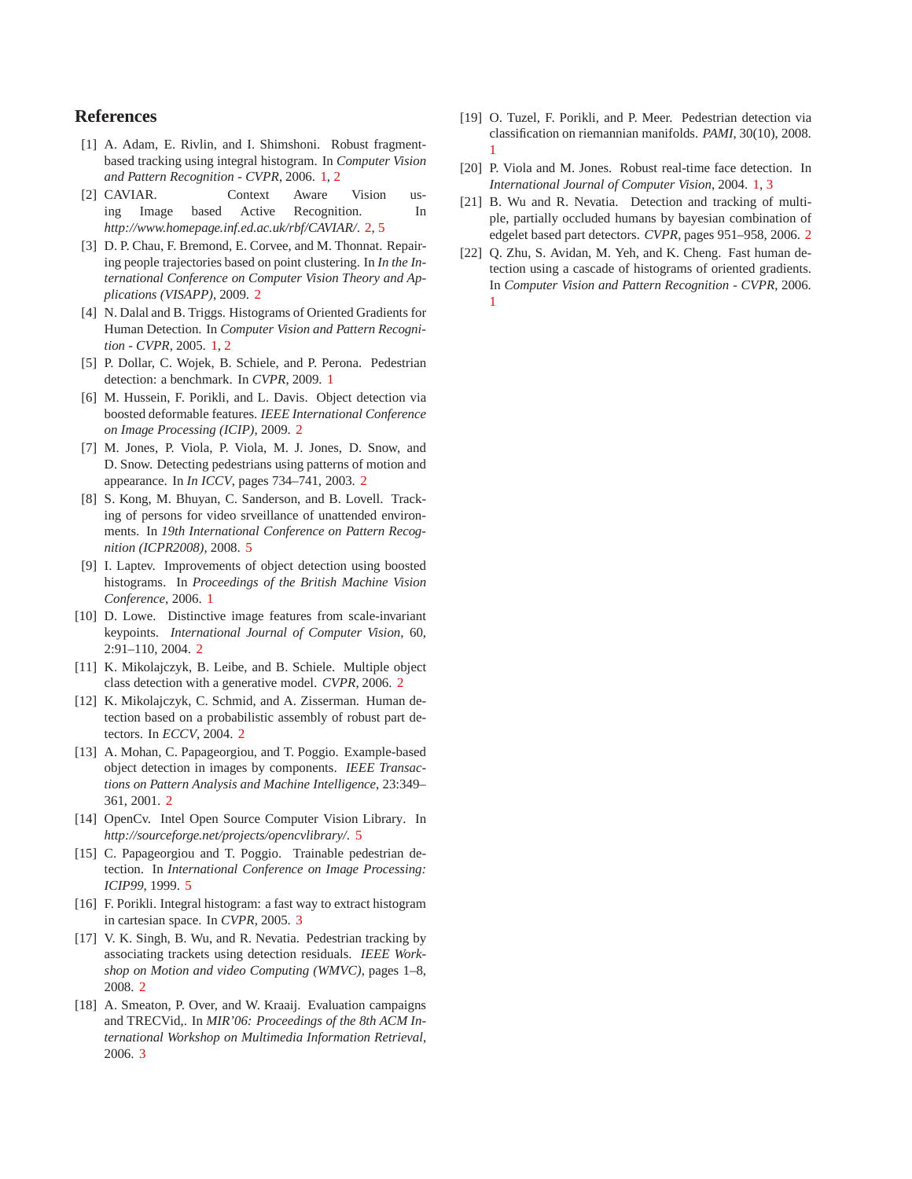## References

[1] A. Adam, E. Rivlin, and I. Shimshoni. Robust fragment-based tracking using integral histogram. In *Computer Vision and Pattern Recognition - CVPR*, 2006. 1, 2

[2] CAVIAR. Context Aware Vision using Image based Active Recognition. In *http://www.homepage.inf.ed.ac.uk/rbf/CAVIAR/*. 2, 5

[3] D. P. Chau, F. Bremond, E. Corvee, and M. Thonnat. Repairing people trajectories based on point clustering. In *In the International Conference on Computer Vision Theory and Applications (VISAPP)*, 2009. 2

[4] N. Dalal and B. Triggs. Histograms of Oriented Gradients for Human Detection. In *Computer Vision and Pattern Recognition - CVPR*, 2005. 1, 2

[5] P. Dollar, C. Wojek, B. Schiele, and P. Perona. Pedestrian detection: a benchmark. In *CVPR*, 2009. 1

[6] M. Hussein, F. Porikli, and L. Davis. Object detection via boosted deformable features. *IEEE International Conference on Image Processing (ICIP)*, 2009. 2

[7] M. Jones, P. Viola, P. Viola, M. J. Jones, D. Snow, and D. Snow. Detecting pedestrians using patterns of motion and appearance. In *In ICCV*, pages 734–741, 2003. 2

[8] S. Kong, M. Bhuyan, C. Sanderson, and B. Lovell. Tracking of persons for video srveillance of unattended environments. In *19th International Conference on Pattern Recognition (ICPR2008)*, 2008. 5

[9] I. Laptev. Improvements of object detection using boosted histograms. In *Proceedings of the British Machine Vision Conference*, 2006. 1

[10] D. Lowe. Distinctive image features from scale-invariant keypoints. *International Journal of Computer Vision*, 60, 2:91–110, 2004. 2

[11] K. Mikolajczyk, B. Leibe, and B. Schiele. Multiple object class detection with a generative model. *CVPR*, 2006. 2

[12] K. Mikolajczyk, C. Schmid, and A. Zisserman. Human detection based on a probabilistic assembly of robust part detectors. In *ECCV*, 2004. 2

[13] A. Mohan, C. Papageorgiou, and T. Poggio. Example-based object detection in images by components. *IEEE Transactions on Pattern Analysis and Machine Intelligence*, 23:349–361, 2001. 2

[14] OpenCv. Intel Open Source Computer Vision Library. In *http://sourceforge.net/projects/opencvlibrary/*. 5

[15] C. Papageorgiou and T. Poggio. Trainable pedestrian detection. In *International Conference on Image Processing: ICIP99*, 1999. 5

[16] F. Porikli. Integral histogram: a fast way to extract histogram in cartesian space. In *CVPR*, 2005. 3

[17] V. K. Singh, B. Wu, and R. Nevatia. Pedestrian tracking by associating tracklets using detection residuals. *IEEE Workshop on Motion and video Computing (WMVC)*, pages 1–8, 2008. 2

[18] A. Smeaton, P. Over, and W. Kraaij. Evaluation campaigns and TRECVid,. In *MIR'06: Proceedings of the 8th ACM International Workshop on Multimedia Information Retrieval*, 2006. 3

[19] O. Tuzel, F. Porikli, and P. Meer. Pedestrian detection via classification on riemannian manifolds. *PAMI*, 30(10), 2008. 1

[20] P. Viola and M. Jones. Robust real-time face detection. In *International Journal of Computer Vision*, 2004. 1, 3

[21] B. Wu and R. Nevatia. Detection and tracking of multiple, partially occluded humans by bayesian combination of edgelet based part detectors. *CVPR*, pages 951–958, 2006. 2

[22] Q. Zhu, S. Avidan, M. Yeh, and K. Cheng. Fast human detection using a cascade of histograms of oriented gradients. In *Computer Vision and Pattern Recognition - CVPR*, 2006. 1